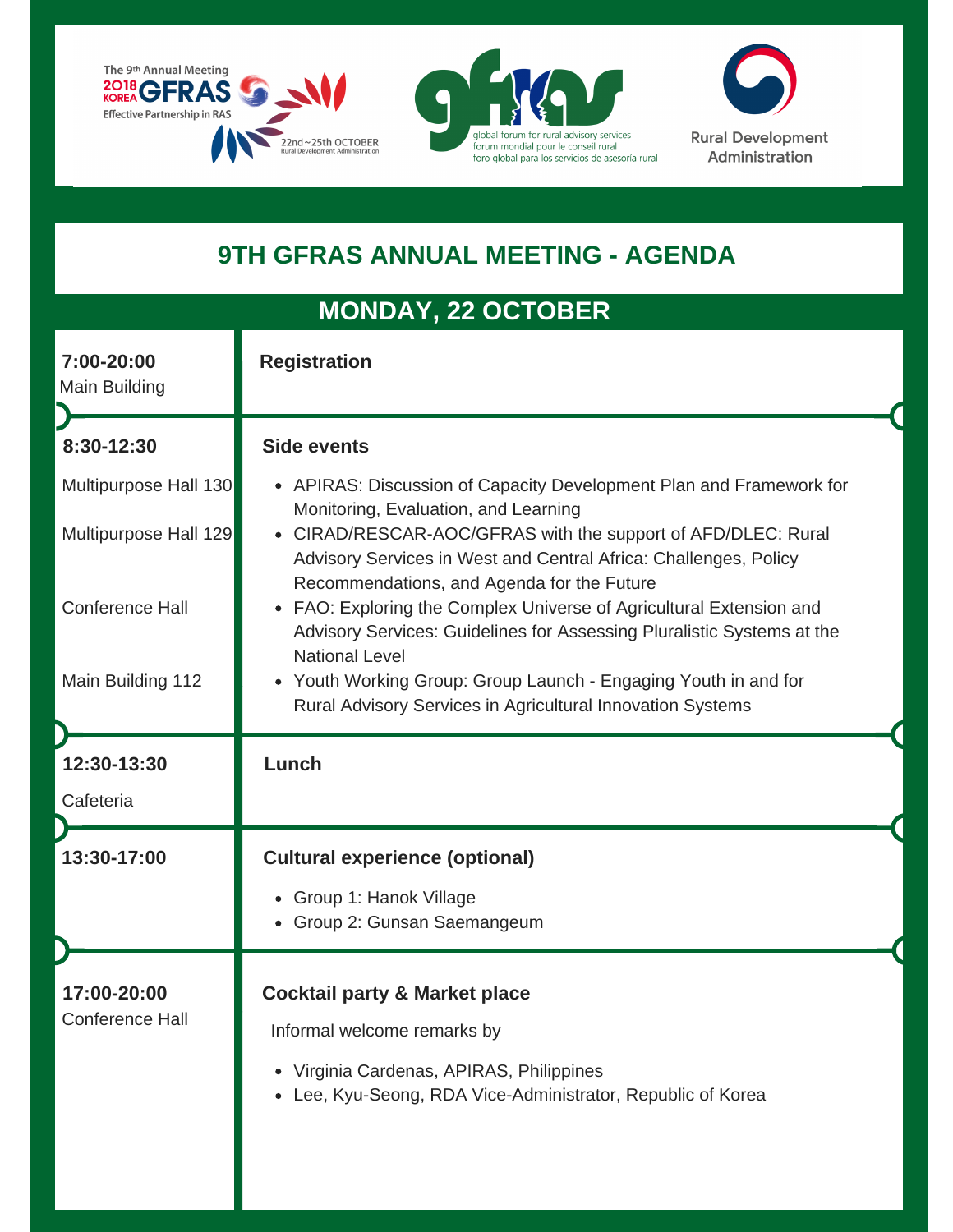The 9th Annual Meeting 2018 KOREA GFRAS Effective Partnership in RAS

22nd~25th OCTOBER Rural Development Administration

gfras global forum for rural advisory services forum mondial pour le conseil rural foro global para los servicios de asesoría rural

Rural Development Administration

# 9TH GFRAS ANNUAL MEETING - AGENDA

## MONDAY, 22 OCTOBER

| Time / Location | Session |
|---|---|
| **7:00-20:00** Main Building | **Registration** |
| **8:30-12:30** | **Side events** |
| Multipurpose Hall 130 | • APIRAS: Discussion of Capacity Development Plan and Framework for Monitoring, Evaluation, and Learning |
| Multipurpose Hall 129 | • CIRAD/RESCAR-AOC/GFRAS with the support of AFD/DLEC: Rural Advisory Services in West and Central Africa: Challenges, Policy Recommendations, and Agenda for the Future |
| Conference Hall | • FAO: Exploring the Complex Universe of Agricultural Extension and Advisory Services: Guidelines for Assessing Pluralistic Systems at the National Level |
| Main Building 112 | • Youth Working Group: Group Launch - Engaging Youth in and for Rural Advisory Services in Agricultural Innovation Systems |
| **12:30-13:30** Cafeteria | **Lunch** |
| **13:30-17:00** | **Cultural experience (optional)**<br>• Group 1: Hanok Village<br>• Group 2: Gunsan Saemangeum |
| **17:00-20:00** Conference Hall | **Cocktail party & Market place**<br>Informal welcome remarks by<br>• Virginia Cardenas, APIRAS, Philippines<br>• Lee, Kyu-Seong, RDA Vice-Administrator, Republic of Korea |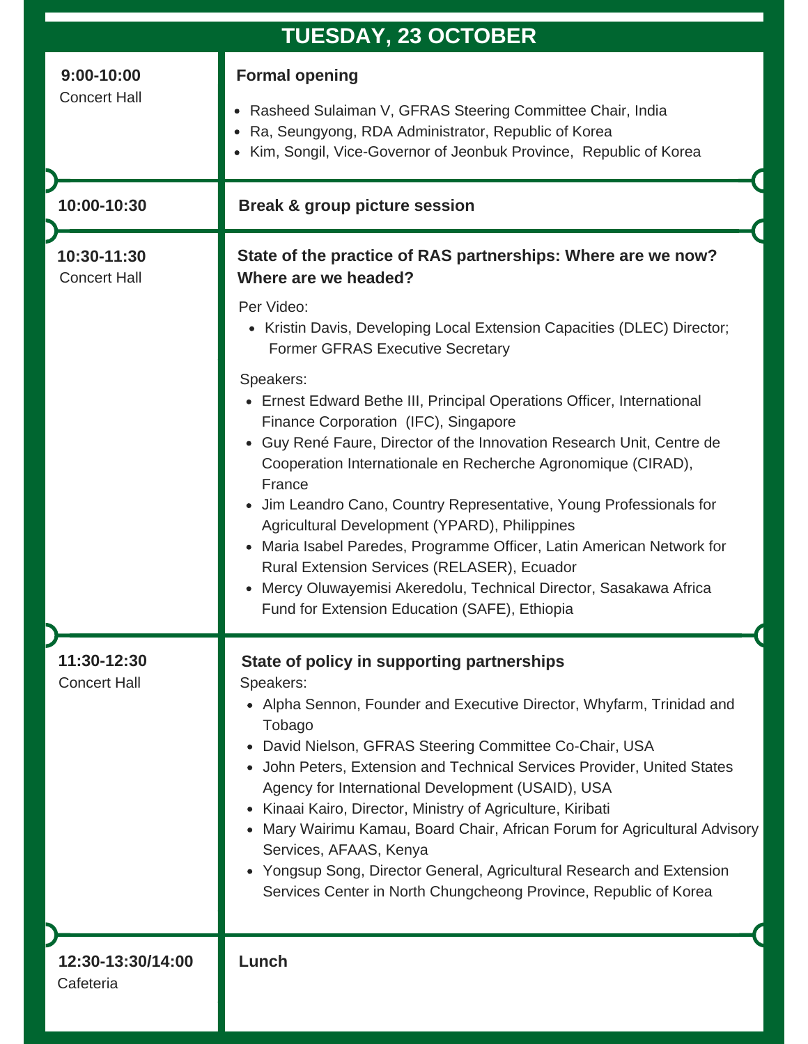## TUESDAY, 23 OCTOBER

**9:00-10:00**
Concert Hall

### Formal opening

- Rasheed Sulaiman V, GFRAS Steering Committee Chair, India
- Ra, Seungyong, RDA Administrator, Republic of Korea
- Kim, Songil, Vice-Governor of Jeonbuk Province, Republic of Korea

**10:00-10:30**

### Break & group picture session

**10:30-11:30**
Concert Hall

### State of the practice of RAS partnerships: Where are we now? Where are we headed?

Per Video:

- Kristin Davis, Developing Local Extension Capacities (DLEC) Director; Former GFRAS Executive Secretary

Speakers:

- Ernest Edward Bethe III, Principal Operations Officer, International Finance Corporation (IFC), Singapore
- Guy René Faure, Director of the Innovation Research Unit, Centre de Cooperation Internationale en Recherche Agronomique (CIRAD), France
- Jim Leandro Cano, Country Representative, Young Professionals for Agricultural Development (YPARD), Philippines
- Maria Isabel Paredes, Programme Officer, Latin American Network for Rural Extension Services (RELASER), Ecuador
- Mercy Oluwayemisi Akeredolu, Technical Director, Sasakawa Africa Fund for Extension Education (SAFE), Ethiopia

**11:30-12:30**
Concert Hall

### State of policy in supporting partnerships

Speakers:

- Alpha Sennon, Founder and Executive Director, Whyfarm, Trinidad and Tobago
- David Nielson, GFRAS Steering Committee Co-Chair, USA
- John Peters, Extension and Technical Services Provider, United States Agency for International Development (USAID), USA
- Kinaai Kairo, Director, Ministry of Agriculture, Kiribati
- Mary Wairimu Kamau, Board Chair, African Forum for Agricultural Advisory Services, AFAAS, Kenya
- Yongsup Song, Director General, Agricultural Research and Extension Services Center in North Chungcheong Province, Republic of Korea

**12:30-13:30/14:00**
Cafeteria

### Lunch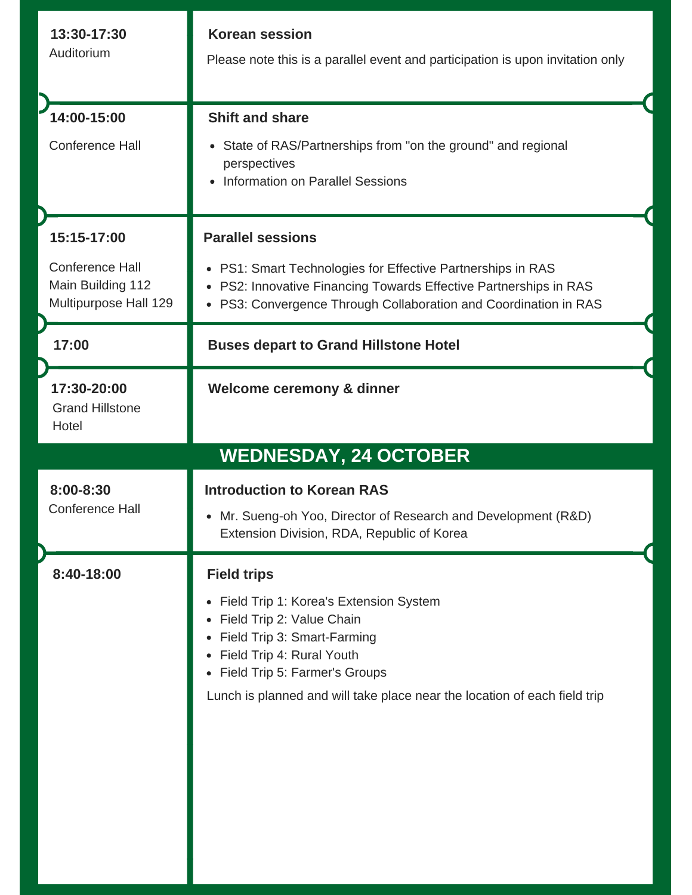| | |
|---|---|
| **13:30-17:30**<br>Auditorium | **Korean session**<br>Please note this is a parallel event and participation is upon invitation only |
| **14:00-15:00**<br>Conference Hall | **Shift and share**<br>• State of RAS/Partnerships from "on the ground" and regional perspectives<br>• Information on Parallel Sessions |
| **15:15-17:00**<br>Conference Hall<br>Main Building 112<br>Multipurpose Hall 129 | **Parallel sessions**<br>• PS1: Smart Technologies for Effective Partnerships in RAS<br>• PS2: Innovative Financing Towards Effective Partnerships in RAS<br>• PS3: Convergence Through Collaboration and Coordination in RAS |
| **17:00** | **Buses depart to Grand Hillstone Hotel** |
| **17:30-20:00**<br>Grand Hillstone Hotel | **Welcome ceremony & dinner** |

## WEDNESDAY, 24 OCTOBER

| | |
|---|---|
| **8:00-8:30**<br>Conference Hall | **Introduction to Korean RAS**<br>• Mr. Sueng-oh Yoo, Director of Research and Development (R&D) Extension Division, RDA, Republic of Korea |
| **8:40-18:00** | **Field trips**<br>• Field Trip 1: Korea's Extension System<br>• Field Trip 2: Value Chain<br>• Field Trip 3: Smart-Farming<br>• Field Trip 4: Rural Youth<br>• Field Trip 5: Farmer's Groups<br>Lunch is planned and will take place near the location of each field trip |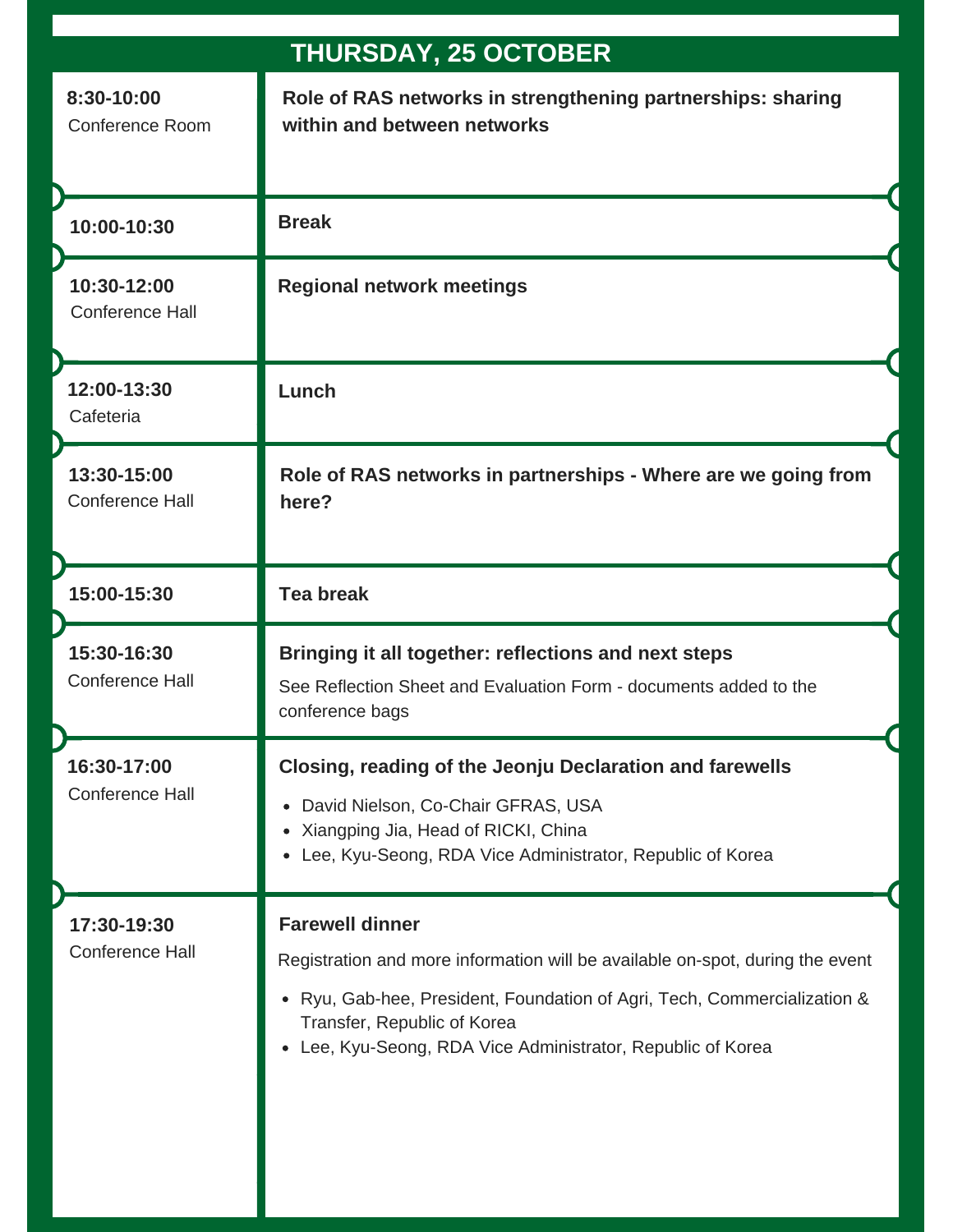## THURSDAY, 25 OCTOBER

| | |
|---|---|
| **8:30-10:00**<br>Conference Room | **Role of RAS networks in strengthening partnerships: sharing within and between networks** |
| **10:00-10:30** | **Break** |
| **10:30-12:00**<br>Conference Hall | **Regional network meetings** |
| **12:00-13:30**<br>Cafeteria | **Lunch** |
| **13:30-15:00**<br>Conference Hall | **Role of RAS networks in partnerships - Where are we going from here?** |
| **15:00-15:30** | **Tea break** |
| **15:30-16:30**<br>Conference Hall | **Bringing it all together: reflections and next steps**<br>See Reflection Sheet and Evaluation Form - documents added to the conference bags |
| **16:30-17:00**<br>Conference Hall | **Closing, reading of the Jeonju Declaration and farewells**<br>• David Nielson, Co-Chair GFRAS, USA<br>• Xiangping Jia, Head of RICKI, China<br>• Lee, Kyu-Seong, RDA Vice Administrator, Republic of Korea |
| **17:30-19:30**<br>Conference Hall | **Farewell dinner**<br>Registration and more information will be available on-spot, during the event<br>• Ryu, Gab-hee, President, Foundation of Agri, Tech, Commercialization & Transfer, Republic of Korea<br>• Lee, Kyu-Seong, RDA Vice Administrator, Republic of Korea |